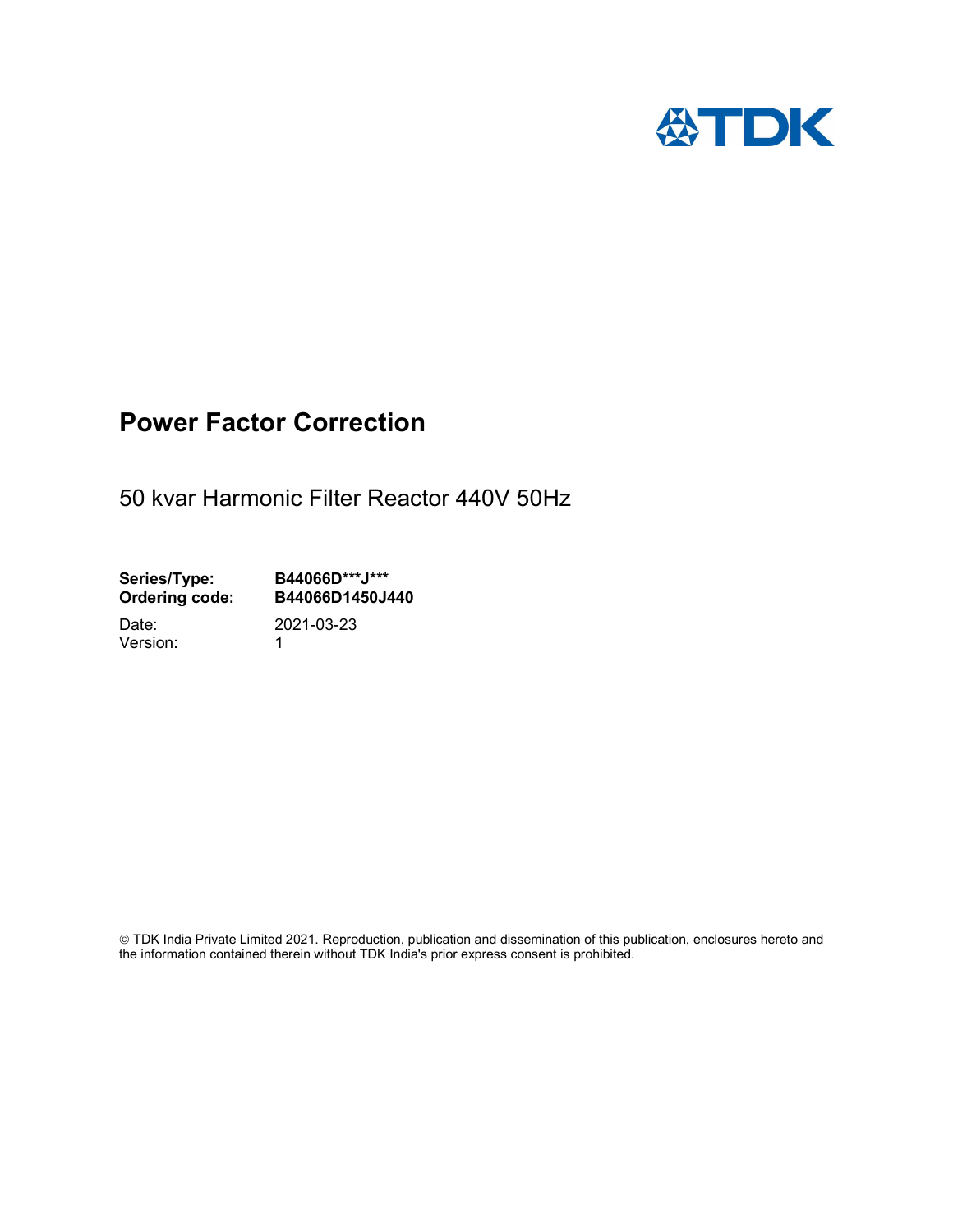TDK

# Power Factor Correction

50 kvar Harmonic Filter Reactor 440V 50Hz

| | |
|---|---|
| **Series/Type:** | **B44066D***J*** ** |
| **Ordering code:** | **B44066D1450J440** |
| Date: | 2021-03-23 |
| Version: | 1 |

© TDK India Private Limited 2021. Reproduction, publication and dissemination of this publication, enclosures hereto and the information contained therein without TDK India's prior express consent is prohibited.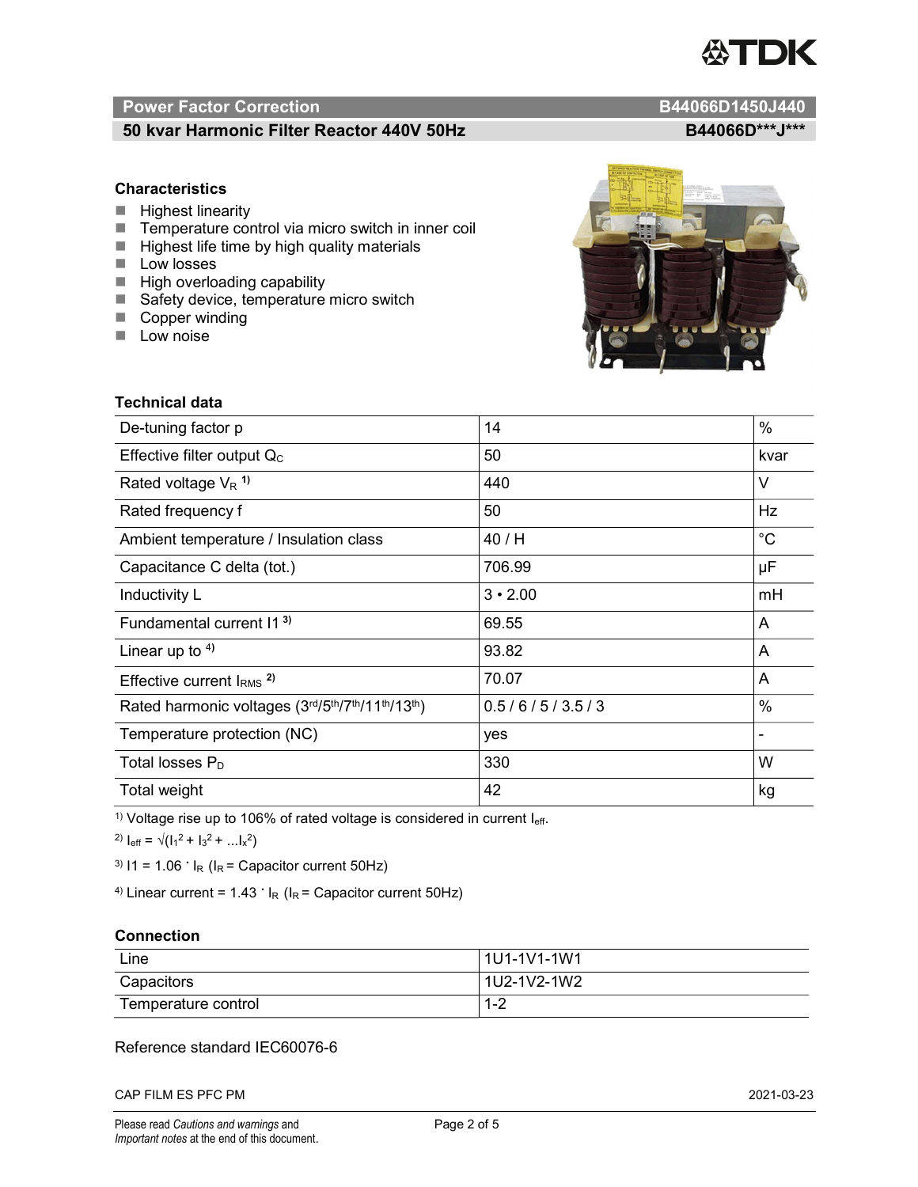## Power Factor Correction — B44066D1450J440

### 50 kvar Harmonic Filter Reactor 440V 50Hz — B44066D***J***

### Characteristics

- Highest linearity
- Temperature control via micro switch in inner coil
- Highest life time by high quality materials
- Low losses
- High overloading capability
- Safety device, temperature micro switch
- Copper winding
- Low noise

### Technical data

| | | |
|---|---|---|
| De-tuning factor p | 14 | % |
| Effective filter output $Q_C$ | 50 | kvar |
| Rated voltage $V_R$ [1)] | 440 | V |
| Rated frequency f | 50 | Hz |
| Ambient temperature / Insulation class | 40 / H | °C |
| Capacitance C delta (tot.) | 706.99 | µF |
| Inductivity L | 3 • 2.00 | mH |
| Fundamental current I1 [3)] | 69.55 | A |
| Linear up to [4)] | 93.82 | A |
| Effective current $I_{RMS}$ [2)] | 70.07 | A |
| Rated harmonic voltages (3rd/5th/7th/11th/13th) | 0.5 / 6 / 5 / 3.5 / 3 | % |
| Temperature protection (NC) | yes | - |
| Total losses $P_D$ | 330 | W |
| Total weight | 42 | kg |

[1)] Voltage rise up to 106% of rated voltage is considered in current $I_{eff}$.

[2)] $I_{eff} = \sqrt{(I_1^2 + I_3^2 + ...I_x^2)}$

[3)] $I1 = 1.06 \cdot I_R$ ($I_R$ = Capacitor current 50Hz)

[4)] Linear current = $1.43 \cdot I_R$ ($I_R$ = Capacitor current 50Hz)

### Connection

| | |
|---|---|
| Line | 1U1-1V1-1W1 |
| Capacitors | 1U2-1V2-1W2 |
| Temperature control | 1-2 |

Reference standard IEC60076-6

CAP FILM ES PFC PM 2021-03-23

Please read *Cautions and warnings* and *Important notes* at the end of this document.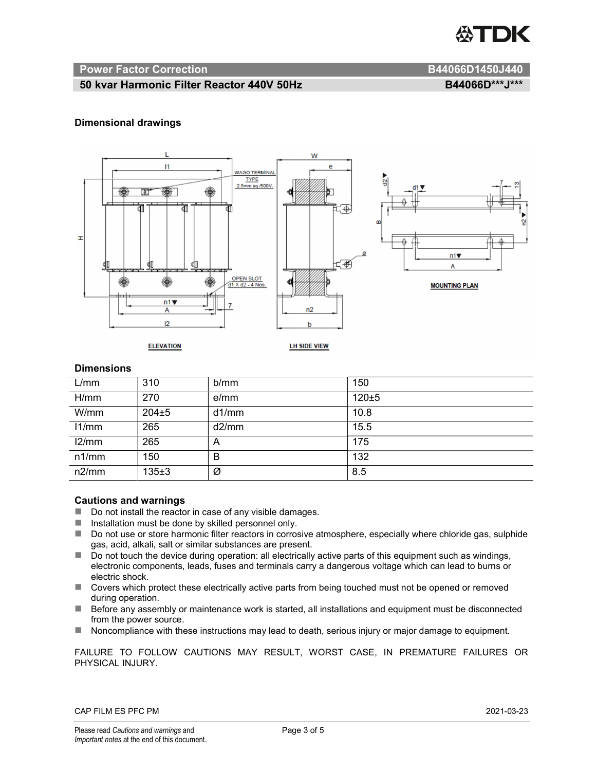**Power Factor Correction** **B44066D1450J440**

**50 kvar Harmonic Filter Reactor 440V 50Hz** **B44066D\*\*\*J\*\*\***

### Dimensional drawings

### Dimensions

| L/mm | 310 | b/mm | 150 |
|---|---|---|---|
| H/mm | 270 | e/mm | 120±5 |
| W/mm | 204±5 | d1/mm | 10.8 |
| l1/mm | 265 | d2/mm | 15.5 |
| l2/mm | 265 | A | 175 |
| n1/mm | 150 | B | 132 |
| n2/mm | 135±3 | Ø | 8.5 |

### Cautions and warnings

- Do not install the reactor in case of any visible damages.
- Installation must be done by skilled personnel only.
- Do not use or store harmonic filter reactors in corrosive atmosphere, especially where chloride gas, sulphide gas, acid, alkali, salt or similar substances are present.
- Do not touch the device during operation: all electrically active parts of this equipment such as windings, electronic components, leads, fuses and terminals carry a dangerous voltage which can lead to burns or electric shock.
- Covers which protect these electrically active parts from being touched must not be opened or removed during operation.
- Before any assembly or maintenance work is started, all installations and equipment must be disconnected from the power source.
- Noncompliance with these instructions may lead to death, serious injury or major damage to equipment.

FAILURE TO FOLLOW CAUTIONS MAY RESULT, WORST CASE, IN PREMATURE FAILURES OR PHYSICAL INJURY.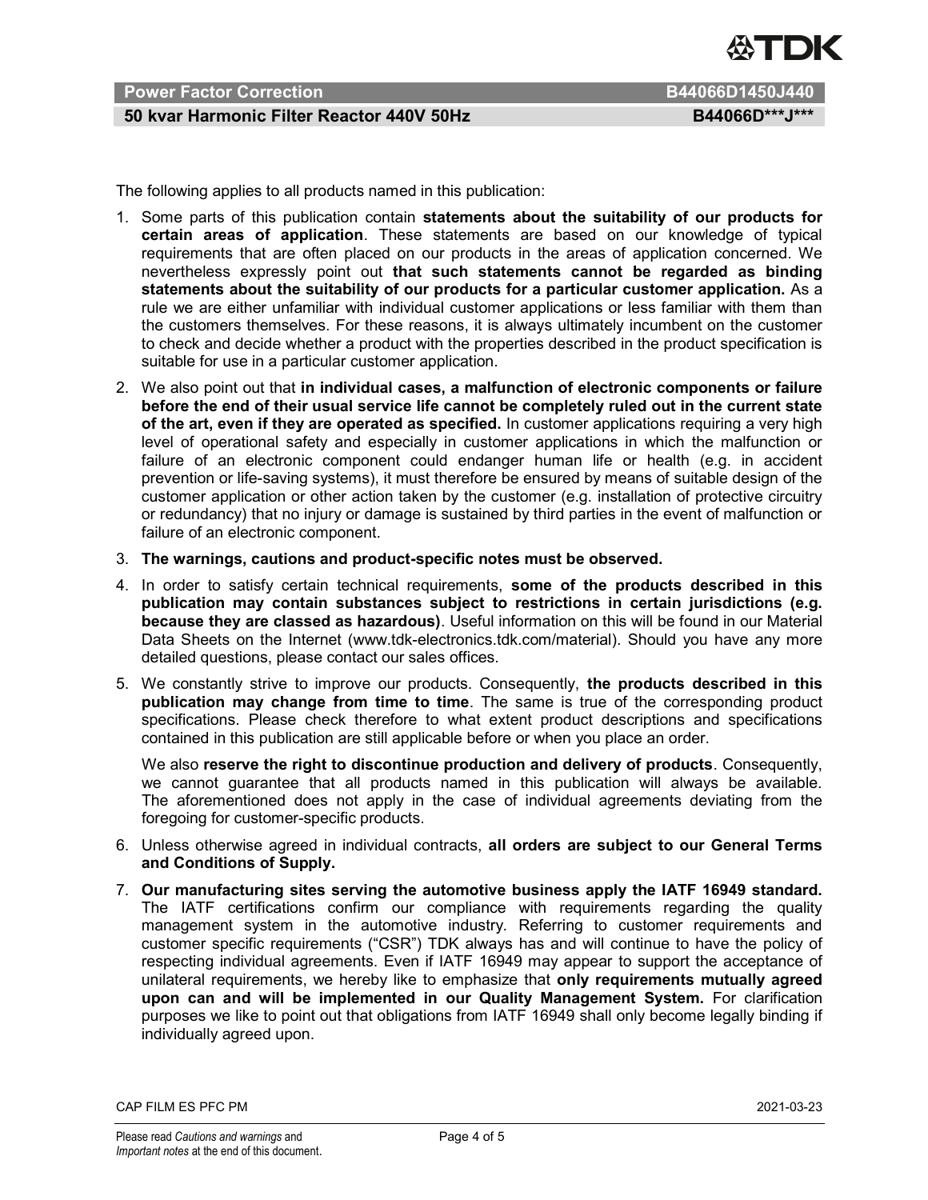The following applies to all products named in this publication:

1. Some parts of this publication contain **statements about the suitability of our products for certain areas of application**. These statements are based on our knowledge of typical requirements that are often placed on our products in the areas of application concerned. We nevertheless expressly point out **that such statements cannot be regarded as binding statements about the suitability of our products for a particular customer application.** As a rule we are either unfamiliar with individual customer applications or less familiar with them than the customers themselves. For these reasons, it is always ultimately incumbent on the customer to check and decide whether a product with the properties described in the product specification is suitable for use in a particular customer application.
2. We also point out that **in individual cases, a malfunction of electronic components or failure before the end of their usual service life cannot be completely ruled out in the current state of the art, even if they are operated as specified.** In customer applications requiring a very high level of operational safety and especially in customer applications in which the malfunction or failure of an electronic component could endanger human life or health (e.g. in accident prevention or life-saving systems), it must therefore be ensured by means of suitable design of the customer application or other action taken by the customer (e.g. installation of protective circuitry or redundancy) that no injury or damage is sustained by third parties in the event of malfunction or failure of an electronic component.
3. **The warnings, cautions and product-specific notes must be observed.**
4. In order to satisfy certain technical requirements, **some of the products described in this publication may contain substances subject to restrictions in certain jurisdictions (e.g. because they are classed as hazardous)**. Useful information on this will be found in our Material Data Sheets on the Internet (www.tdk-electronics.tdk.com/material). Should you have any more detailed questions, please contact our sales offices.
5. We constantly strive to improve our products. Consequently, **the products described in this publication may change from time to time**. The same is true of the corresponding product specifications. Please check therefore to what extent product descriptions and specifications contained in this publication are still applicable before or when you place an order.

   We also **reserve the right to discontinue production and delivery of products**. Consequently, we cannot guarantee that all products named in this publication will always be available. The aforementioned does not apply in the case of individual agreements deviating from the foregoing for customer-specific products.
6. Unless otherwise agreed in individual contracts, **all orders are subject to our General Terms and Conditions of Supply.**
7. **Our manufacturing sites serving the automotive business apply the IATF 16949 standard.** The IATF certifications confirm our compliance with requirements regarding the quality management system in the automotive industry. Referring to customer requirements and customer specific requirements ("CSR") TDK always has and will continue to have the policy of respecting individual agreements. Even if IATF 16949 may appear to support the acceptance of unilateral requirements, we hereby like to emphasize that **only requirements mutually agreed upon can and will be implemented in our Quality Management System.** For clarification purposes we like to point out that obligations from IATF 16949 shall only become legally binding if individually agreed upon.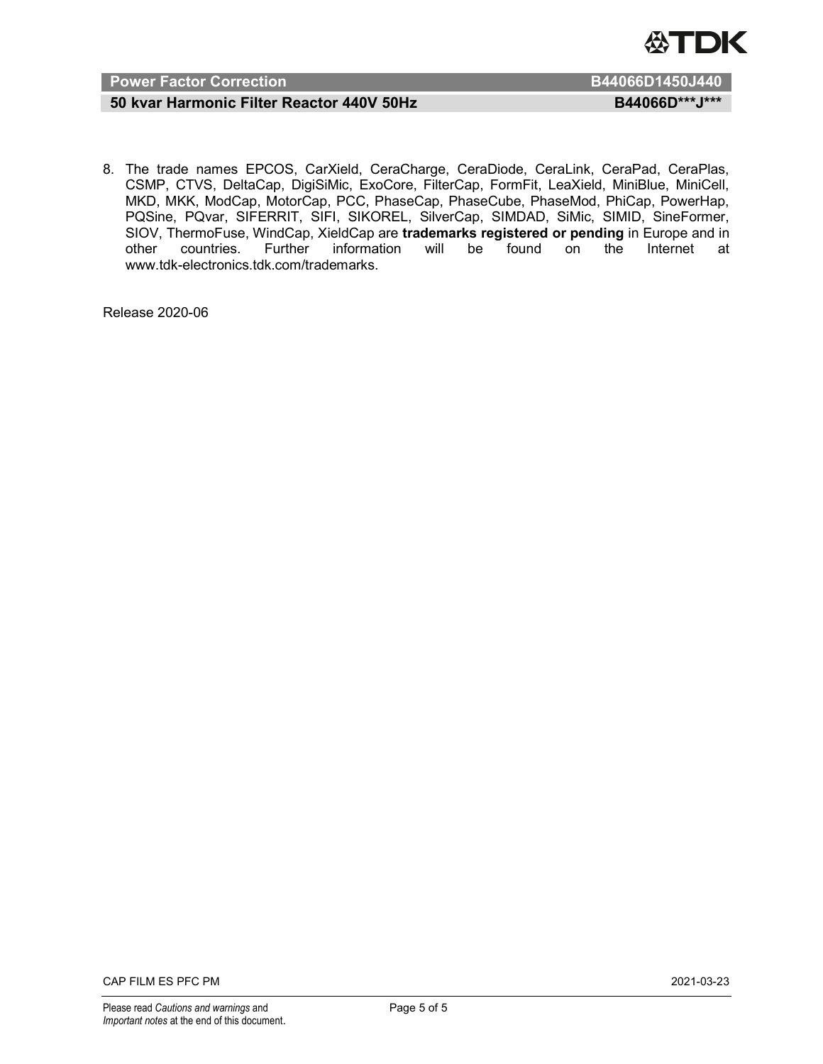8. The trade names EPCOS, CarXield, CeraCharge, CeraDiode, CeraLink, CeraPad, CeraPlas, CSMP, CTVS, DeltaCap, DigiSiMic, ExoCore, FilterCap, FormFit, LeaXield, MiniBlue, MiniCell, MKD, MKK, ModCap, MotorCap, PCC, PhaseCap, PhaseCube, PhaseMod, PhiCap, PowerHap, PQSine, PQvar, SIFERRIT, SIFI, SIKOREL, SilverCap, SIMDAD, SiMic, SIMID, SineFormer, SIOV, ThermoFuse, WindCap, XieldCap are **trademarks registered or pending** in Europe and in other countries. Further information will be found on the Internet at www.tdk-electronics.tdk.com/trademarks.

Release 2020-06